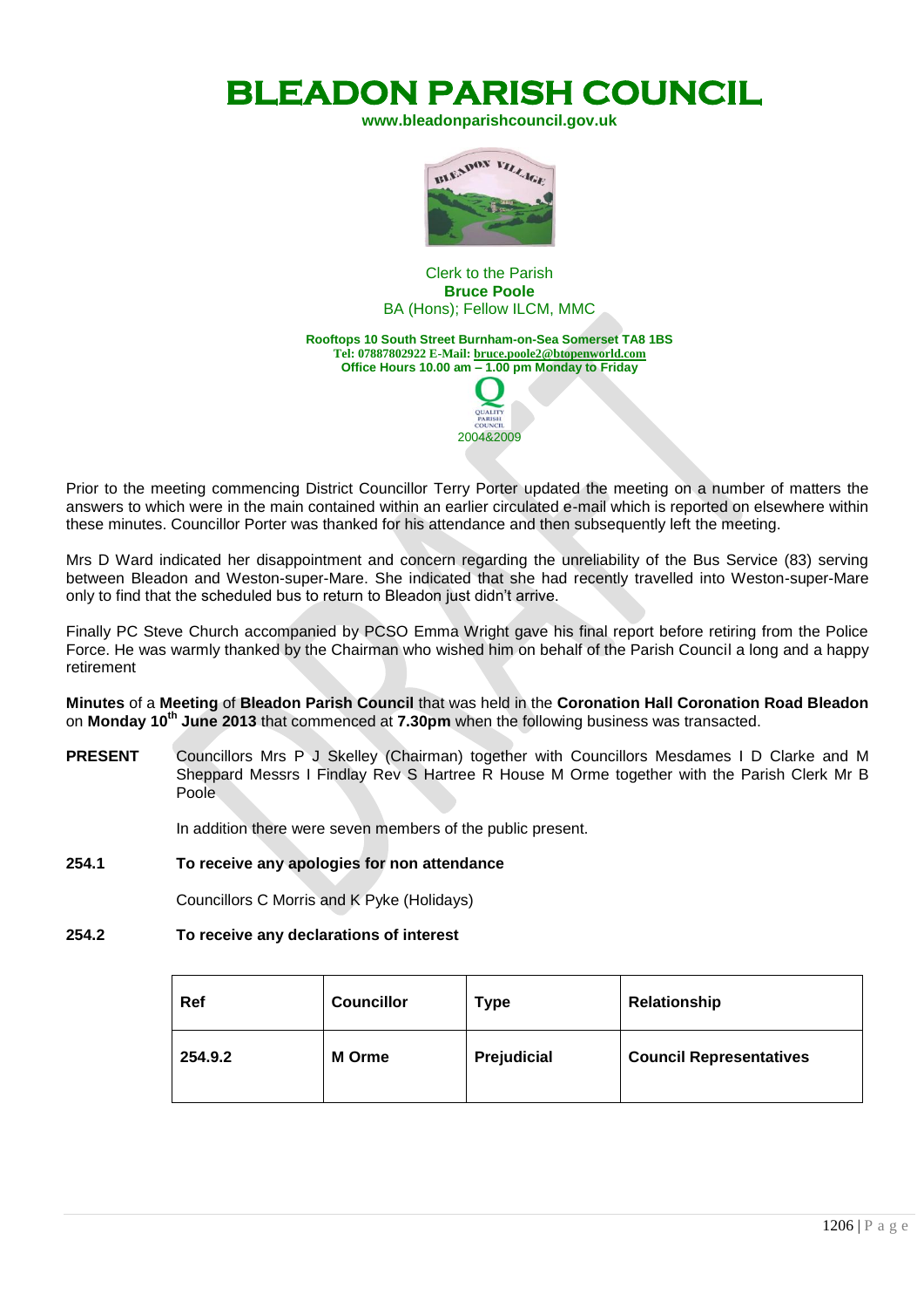# BLEADON PARISH COUNCIL

**www.bleadonparishcouncil.gov.uk**

Clerk to the Parish
**Bruce Poole**
BA (Hons); Fellow ILCM, MMC

**Rooftops 10 South Street Burnham-on-Sea Somerset TA8 1BS**
**Tel: 07887802922 E-Mail: bruce.poole2@btopenworld.com**
**Office Hours 10.00 am – 1.00 pm Monday to Friday**

2004&2009

Prior to the meeting commencing District Councillor Terry Porter updated the meeting on a number of matters the answers to which were in the main contained within an earlier circulated e-mail which is reported on elsewhere within these minutes. Councillor Porter was thanked for his attendance and then subsequently left the meeting.

Mrs D Ward indicated her disappointment and concern regarding the unreliability of the Bus Service (83) serving between Bleadon and Weston-super-Mare. She indicated that she had recently travelled into Weston-super-Mare only to find that the scheduled bus to return to Bleadon just didn't arrive.

Finally PC Steve Church accompanied by PCSO Emma Wright gave his final report before retiring from the Police Force. He was warmly thanked by the Chairman who wished him on behalf of the Parish Council a long and a happy retirement

**Minutes** of a **Meeting** of **Bleadon Parish Council** that was held in the **Coronation Hall Coronation Road Bleadon** on **Monday 10th June 2013** that commenced at **7.30pm** when the following business was transacted.

**PRESENT** Councillors Mrs P J Skelley (Chairman) together with Councillors Mesdames I D Clarke and M Sheppard Messrs I Findlay Rev S Hartree R House M Orme together with the Parish Clerk Mr B Poole

In addition there were seven members of the public present.

**254.1 To receive any apologies for non attendance**

Councillors C Morris and K Pyke (Holidays)

**254.2 To receive any declarations of interest**

| Ref | Councillor | Type | Relationship |
|---|---|---|---|
| **254.9.2** | **M Orme** | **Prejudicial** | **Council Representatives** |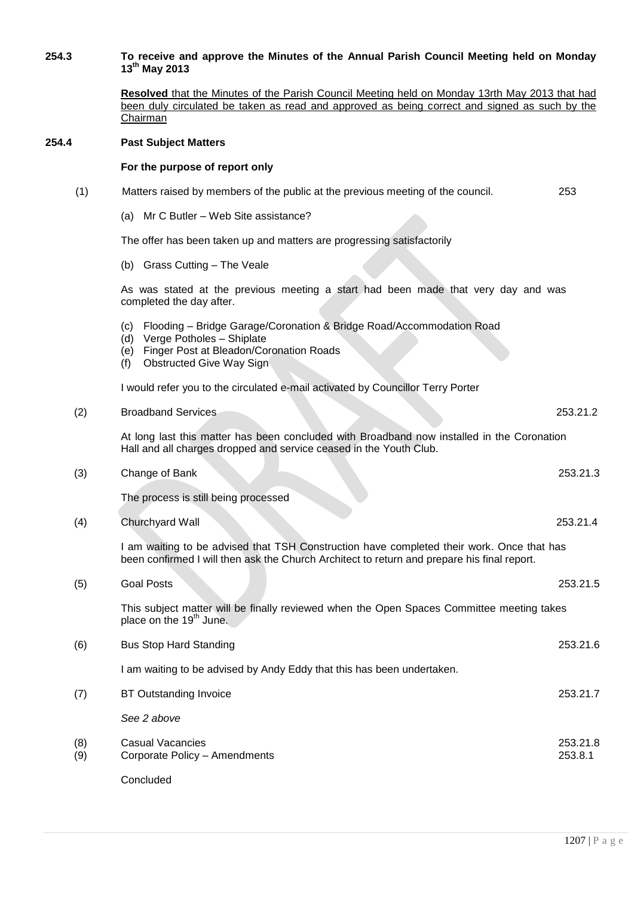**254.3 To receive and approve the Minutes of the Annual Parish Council Meeting held on Monday 13th May 2013**

**Resolved** that the Minutes of the Parish Council Meeting held on Monday 13rth May 2013 that had been duly circulated be taken as read and approved as being correct and signed as such by the Chairman

**254.4 Past Subject Matters**

**For the purpose of report only**

(1) Matters raised by members of the public at the previous meeting of the council. 253

(a) Mr C Butler – Web Site assistance?

The offer has been taken up and matters are progressing satisfactorily

(b) Grass Cutting – The Veale

As was stated at the previous meeting a start had been made that very day and was completed the day after.

(c) Flooding – Bridge Garage/Coronation & Bridge Road/Accommodation Road
(d) Verge Potholes – Shiplate
(e) Finger Post at Bleadon/Coronation Roads
(f) Obstructed Give Way Sign

I would refer you to the circulated e-mail activated by Councillor Terry Porter

(2) Broadband Services 253.21.2

At long last this matter has been concluded with Broadband now installed in the Coronation Hall and all charges dropped and service ceased in the Youth Club.

(3) Change of Bank 253.21.3

The process is still being processed

(4) Churchyard Wall 253.21.4

I am waiting to be advised that TSH Construction have completed their work. Once that has been confirmed I will then ask the Church Architect to return and prepare his final report.

(5) Goal Posts 253.21.5

This subject matter will be finally reviewed when the Open Spaces Committee meeting takes place on the 19th June.

(6) Bus Stop Hard Standing 253.21.6

I am waiting to be advised by Andy Eddy that this has been undertaken.

(7) BT Outstanding Invoice 253.21.7

*See 2 above*

(8) Casual Vacancies 253.21.8
(9) Corporate Policy – Amendments 253.8.1

Concluded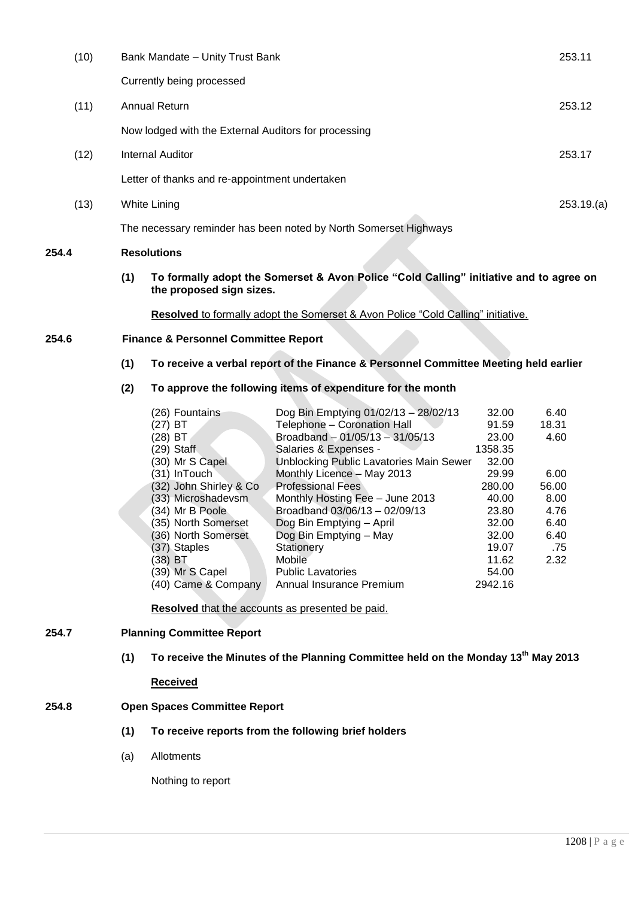(10) Bank Mandate – Unity Trust Bank 253.11

Currently being processed

(11) Annual Return 253.12

Now lodged with the External Auditors for processing

(12) Internal Auditor 253.17

Letter of thanks and re-appointment undertaken

(13) White Lining 253.19.(a)

The necessary reminder has been noted by North Somerset Highways

**254.4 Resolutions**

**(1) To formally adopt the Somerset & Avon Police "Cold Calling" initiative and to agree on the proposed sign sizes.**

**Resolved** to formally adopt the Somerset & Avon Police "Cold Calling" initiative.

**254.6 Finance & Personnel Committee Report**

**(1) To receive a verbal report of the Finance & Personnel Committee Meeting held earlier**

**(2) To approve the following items of expenditure for the month**

| | | | |
|---|---|---|---|
| (26) Fountains | Dog Bin Emptying 01/02/13 – 28/02/13 | 32.00 | 6.40 |
| (27) BT | Telephone – Coronation Hall | 91.59 | 18.31 |
| (28) BT | Broadband – 01/05/13 – 31/05/13 | 23.00 | 4.60 |
| (29) Staff | Salaries & Expenses - | 1358.35 | |
| (30) Mr S Capel | Unblocking Public Lavatories Main Sewer | 32.00 | |
| (31) InTouch | Monthly Licence – May 2013 | 29.99 | 6.00 |
| (32) John Shirley & Co | Professional Fees | 280.00 | 56.00 |
| (33) Microshadevsm | Monthly Hosting Fee – June 2013 | 40.00 | 8.00 |
| (34) Mr B Poole | Broadband 03/06/13 – 02/09/13 | 23.80 | 4.76 |
| (35) North Somerset | Dog Bin Emptying – April | 32.00 | 6.40 |
| (36) North Somerset | Dog Bin Emptying – May | 32.00 | 6.40 |
| (37) Staples | Stationery | 19.07 | .75 |
| (38) BT | Mobile | 11.62 | 2.32 |
| (39) Mr S Capel | Public Lavatories | 54.00 | |
| (40) Came & Company | Annual Insurance Premium | 2942.16 | |

**Resolved** that the accounts as presented be paid.

**254.7 Planning Committee Report**

**(1) To receive the Minutes of the Planning Committee held on the Monday 13th May 2013**

**Received**

**254.8 Open Spaces Committee Report**

**(1) To receive reports from the following brief holders**

(a) Allotments

Nothing to report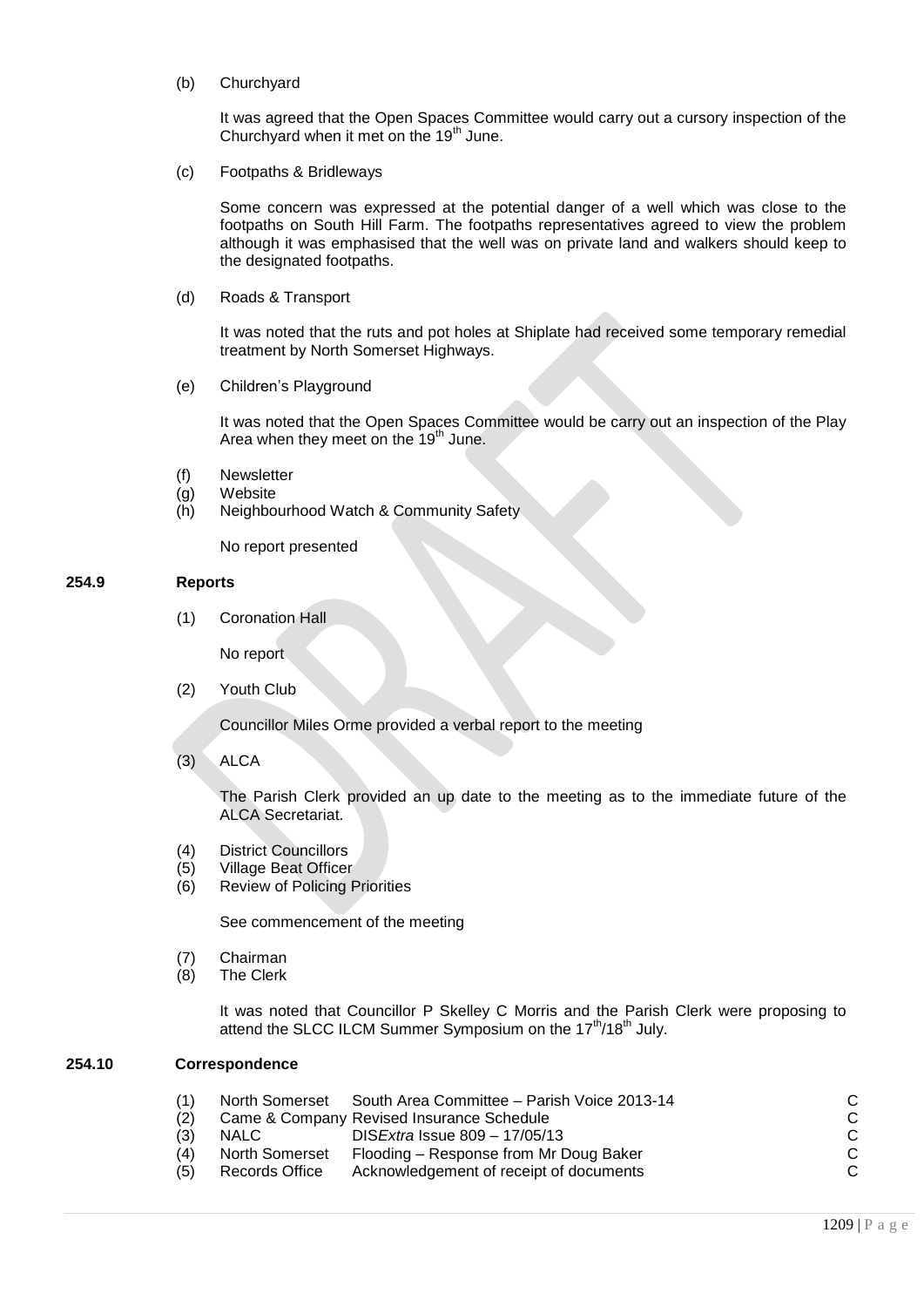(b) Churchyard

It was agreed that the Open Spaces Committee would carry out a cursory inspection of the Churchyard when it met on the 19th June.

(c) Footpaths & Bridleways

Some concern was expressed at the potential danger of a well which was close to the footpaths on South Hill Farm. The footpaths representatives agreed to view the problem although it was emphasised that the well was on private land and walkers should keep to the designated footpaths.

(d) Roads & Transport

It was noted that the ruts and pot holes at Shiplate had received some temporary remedial treatment by North Somerset Highways.

(e) Children's Playground

It was noted that the Open Spaces Committee would be carry out an inspection of the Play Area when they meet on the 19th June.

(f) Newsletter
(g) Website
(h) Neighbourhood Watch & Community Safety

No report presented

## 254.9 Reports

(1) Coronation Hall

No report

(2) Youth Club

Councillor Miles Orme provided a verbal report to the meeting

(3) ALCA

The Parish Clerk provided an up date to the meeting as to the immediate future of the ALCA Secretariat.

(4) District Councillors
(5) Village Beat Officer
(6) Review of Policing Priorities

See commencement of the meeting

(7) Chairman
(8) The Clerk

It was noted that Councillor P Skelley C Morris and the Parish Clerk were proposing to attend the SLCC ILCM Summer Symposium on the 17th/18th July.

## 254.10 Correspondence

| | | | |
|---|---|---|---|
| (1) | North Somerset | South Area Committee – Parish Voice 2013-14 | C |
| (2) | Came & Company | Revised Insurance Schedule | C |
| (3) | NALC | DIS*Extra* Issue 809 – 17/05/13 | C |
| (4) | North Somerset | Flooding – Response from Mr Doug Baker | C |
| (5) | Records Office | Acknowledgement of receipt of documents | C |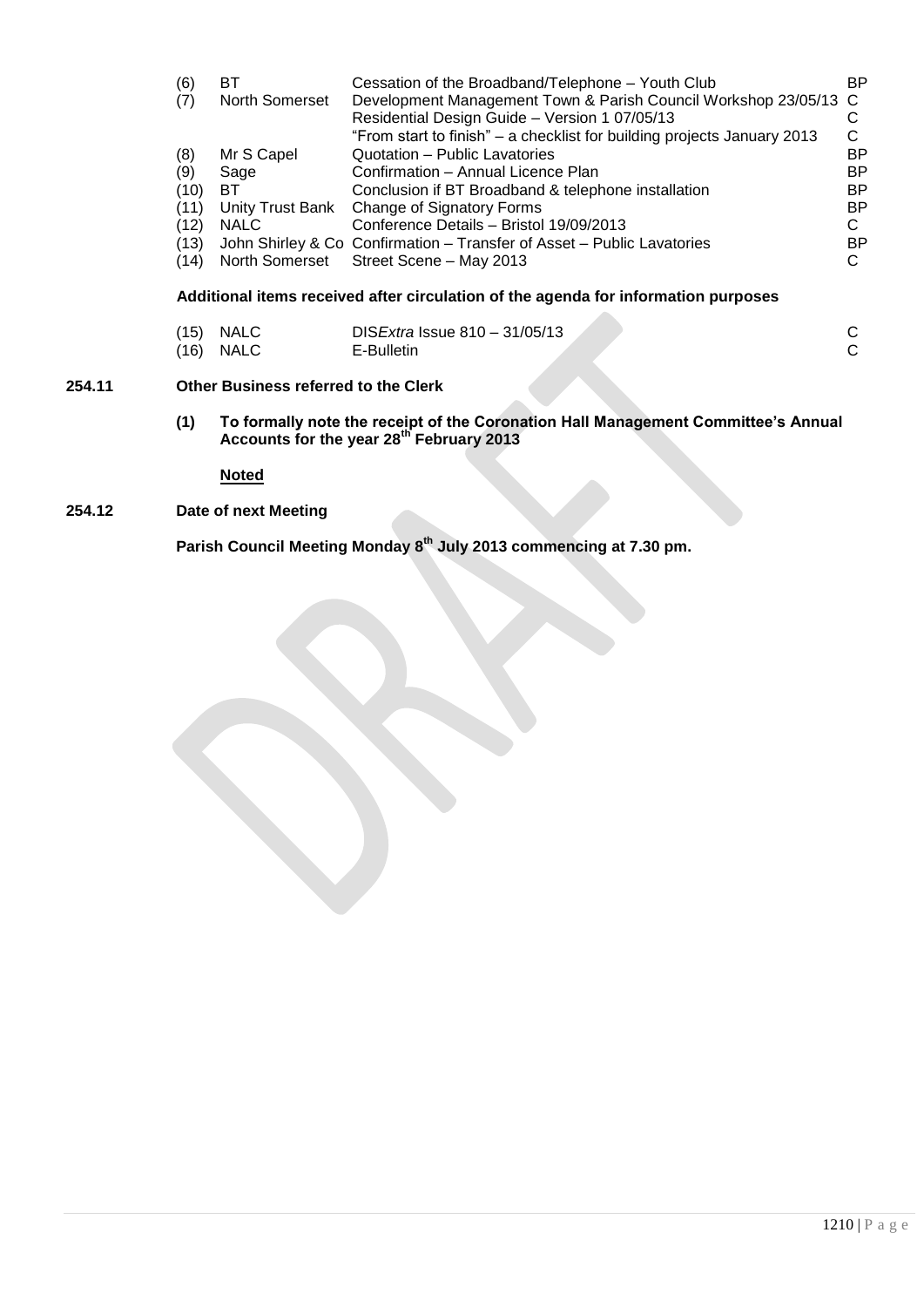| | | | |
|---|---|---|---|
| (6) | BT | Cessation of the Broadband/Telephone – Youth Club | BP |
| (7) | North Somerset | Development Management Town & Parish Council Workshop 23/05/13 | C |
| | | Residential Design Guide – Version 1 07/05/13 | C |
| | | "From start to finish" – a checklist for building projects January 2013 | C |
| (8) | Mr S Capel | Quotation – Public Lavatories | BP |
| (9) | Sage | Confirmation – Annual Licence Plan | BP |
| (10) | BT | Conclusion if BT Broadband & telephone installation | BP |
| (11) | Unity Trust Bank | Change of Signatory Forms | BP |
| (12) | NALC | Conference Details – Bristol 19/09/2013 | C |
| (13) | John Shirley & Co | Confirmation – Transfer of Asset – Public Lavatories | BP |
| (14) | North Somerset | Street Scene – May 2013 | C |

**Additional items received after circulation of the agenda for information purposes**

| | | | |
|---|---|---|---|
| (15) | NALC | DIS*Extra* Issue 810 – 31/05/13 | C |
| (16) | NALC | E-Bulletin | C |

**254.11 Other Business referred to the Clerk**

**(1) To formally note the receipt of the Coronation Hall Management Committee's Annual Accounts for the year 28th February 2013**

**Noted**

**254.12 Date of next Meeting**

**Parish Council Meeting Monday 8th July 2013 commencing at 7.30 pm.**